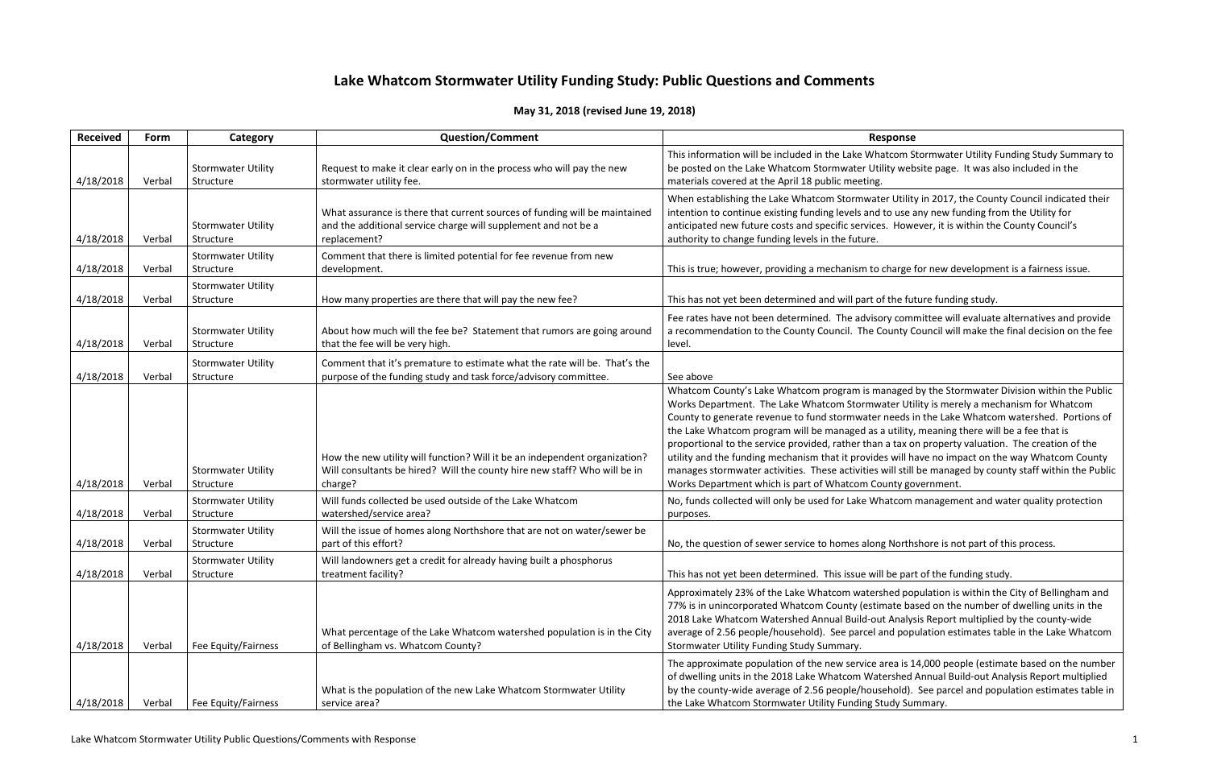# Lake Whatcom Stormwater Utility Funding Study: Public Questions and Comments

**May 31, 2018 (revised June 19, 2018)**

| Received | Form | Category | Question/Comment | Response |
|---|---|---|---|---|
| 4/18/2018 | Verbal | Stormwater Utility Structure | Request to make it clear early on in the process who will pay the new stormwater utility fee. | This information will be included in the Lake Whatcom Stormwater Utility Funding Study Summary to be posted on the Lake Whatcom Stormwater Utility website page. It was also included in the materials covered at the April 18 public meeting. |
| 4/18/2018 | Verbal | Stormwater Utility Structure | What assurance is there that current sources of funding will be maintained and the additional service charge will supplement and not be a replacement? | When establishing the Lake Whatcom Stormwater Utility in 2017, the County Council indicated their intention to continue existing funding levels and to use any new funding from the Utility for anticipated new future costs and specific services. However, it is within the County Council's authority to change funding levels in the future. |
| 4/18/2018 | Verbal | Stormwater Utility Structure | Comment that there is limited potential for fee revenue from new development. | This is true; however, providing a mechanism to charge for new development is a fairness issue. |
| 4/18/2018 | Verbal | Stormwater Utility Structure | How many properties are there that will pay the new fee? | This has not yet been determined and will part of the future funding study. |
| 4/18/2018 | Verbal | Stormwater Utility Structure | About how much will the fee be? Statement that rumors are going around that the fee will be very high. | Fee rates have not been determined. The advisory committee will evaluate alternatives and provide a recommendation to the County Council. The County Council will make the final decision on the fee level. |
| 4/18/2018 | Verbal | Stormwater Utility Structure | Comment that it's premature to estimate what the rate will be. That's the purpose of the funding study and task force/advisory committee. | See above |
| 4/18/2018 | Verbal | Stormwater Utility Structure | How the new utility will function? Will it be an independent organization? Will consultants be hired? Will the county hire new staff? Who will be in charge? | Whatcom County's Lake Whatcom program is managed by the Stormwater Division within the Public Works Department. The Lake Whatcom Stormwater Utility is merely a mechanism for Whatcom County to generate revenue to fund stormwater needs in the Lake Whatcom watershed. Portions of the Lake Whatcom program will be managed as a utility, meaning there will be a fee that is proportional to the service provided, rather than a tax on property valuation. The creation of the utility and the funding mechanism that it provides will have no impact on the way Whatcom County manages stormwater activities. These activities will still be managed by county staff within the Public Works Department which is part of Whatcom County government. |
| 4/18/2018 | Verbal | Stormwater Utility Structure | Will funds collected be used outside of the Lake Whatcom watershed/service area? | No, funds collected will only be used for Lake Whatcom management and water quality protection purposes. |
| 4/18/2018 | Verbal | Stormwater Utility Structure | Will the issue of homes along Northshore that are not on water/sewer be part of this effort? | No, the question of sewer service to homes along Northshore is not part of this process. |
| 4/18/2018 | Verbal | Stormwater Utility Structure | Will landowners get a credit for already having built a phosphorus treatment facility? | This has not yet been determined. This issue will be part of the funding study. |
| 4/18/2018 | Verbal | Fee Equity/Fairness | What percentage of the Lake Whatcom watershed population is in the City of Bellingham vs. Whatcom County? | Approximately 23% of the Lake Whatcom watershed population is within the City of Bellingham and 77% is in unincorporated Whatcom County (estimate based on the number of dwelling units in the 2018 Lake Whatcom Watershed Annual Build-out Analysis Report multiplied by the county-wide average of 2.56 people/household). See parcel and population estimates table in the Lake Whatcom Stormwater Utility Funding Study Summary. |
| 4/18/2018 | Verbal | Fee Equity/Fairness | What is the population of the new Lake Whatcom Stormwater Utility service area? | The approximate population of the new service area is 14,000 people (estimate based on the number of dwelling units in the 2018 Lake Whatcom Watershed Annual Build-out Analysis Report multiplied by the county-wide average of 2.56 people/household). See parcel and population estimates table in the Lake Whatcom Stormwater Utility Funding Study Summary. |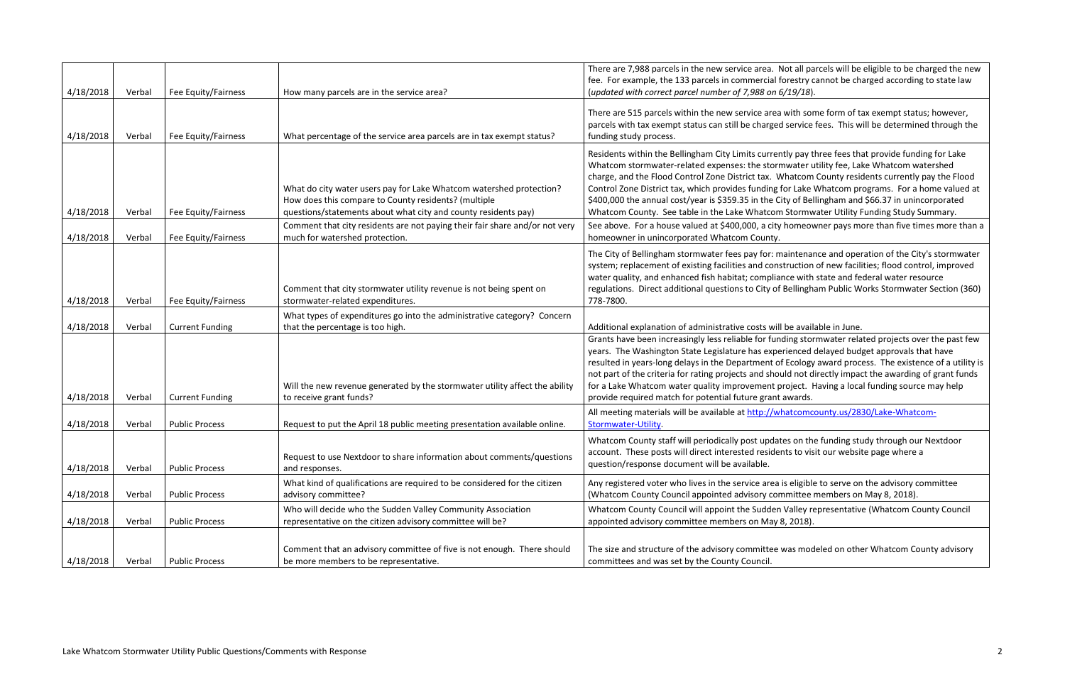| 4/18/2018 | Verbal | Fee Equity/Fairness | How many parcels are in the service area? | There are 7,988 parcels in the new service area. Not all parcels will be eligible to be charged the new fee. For example, the 133 parcels in commercial forestry cannot be charged according to state law (*updated with correct parcel number of 7,988 on 6/19/18*). |
|---|---|---|---|---|
| 4/18/2018 | Verbal | Fee Equity/Fairness | What percentage of the service area parcels are in tax exempt status? | There are 515 parcels within the new service area with some form of tax exempt status; however, parcels with tax exempt status can still be charged service fees. This will be determined through the funding study process. |
| 4/18/2018 | Verbal | Fee Equity/Fairness | What do city water users pay for Lake Whatcom watershed protection? How does this compare to County residents? (multiple questions/statements about what city and county residents pay) | Residents within the Bellingham City Limits currently pay three fees that provide funding for Lake Whatcom stormwater-related expenses: the stormwater utility fee, Lake Whatcom watershed charge, and the Flood Control Zone District tax. Whatcom County residents currently pay the Flood Control Zone District tax, which provides funding for Lake Whatcom programs. For a home valued at $400,000 the annual cost/year is $359.35 in the City of Bellingham and $66.37 in unincorporated Whatcom County. See table in the Lake Whatcom Stormwater Utility Funding Study Summary. |
| 4/18/2018 | Verbal | Fee Equity/Fairness | Comment that city residents are not paying their fair share and/or not very much for watershed protection. | See above. For a house valued at $400,000, a city homeowner pays more than five times more than a homeowner in unincorporated Whatcom County. |
| 4/18/2018 | Verbal | Fee Equity/Fairness | Comment that city stormwater utility revenue is not being spent on stormwater-related expenditures. | The City of Bellingham stormwater fees pay for: maintenance and operation of the City's stormwater system; replacement of existing facilities and construction of new facilities; flood control, improved water quality, and enhanced fish habitat; compliance with state and federal water resource regulations. Direct additional questions to City of Bellingham Public Works Stormwater Section (360) 778-7800. |
| 4/18/2018 | Verbal | Current Funding | What types of expenditures go into the administrative category? Concern that the percentage is too high. | Additional explanation of administrative costs will be available in June. |
| 4/18/2018 | Verbal | Current Funding | Will the new revenue generated by the stormwater utility affect the ability to receive grant funds? | Grants have been increasingly less reliable for funding stormwater related projects over the past few years. The Washington State Legislature has experienced delayed budget approvals that have resulted in years-long delays in the Department of Ecology award process. The existence of a utility is not part of the criteria for rating projects and should not directly impact the awarding of grant funds for a Lake Whatcom water quality improvement project. Having a local funding source may help provide required match for potential future grant awards. |
| 4/18/2018 | Verbal | Public Process | Request to put the April 18 public meeting presentation available online. | All meeting materials will be available at [http://whatcomcounty.us/2830/Lake-Whatcom-Stormwater-Utility](http://whatcomcounty.us/2830/Lake-Whatcom-Stormwater-Utility). |
| 4/18/2018 | Verbal | Public Process | Request to use Nextdoor to share information about comments/questions and responses. | Whatcom County staff will periodically post updates on the funding study through our Nextdoor account. These posts will direct interested residents to visit our website page where a question/response document will be available. |
| 4/18/2018 | Verbal | Public Process | What kind of qualifications are required to be considered for the citizen advisory committee? | Any registered voter who lives in the service area is eligible to serve on the advisory committee (Whatcom County Council appointed advisory committee members on May 8, 2018). |
| 4/18/2018 | Verbal | Public Process | Who will decide who the Sudden Valley Community Association representative on the citizen advisory committee will be? | Whatcom County Council will appoint the Sudden Valley representative (Whatcom County Council appointed advisory committee members on May 8, 2018). |
| 4/18/2018 | Verbal | Public Process | Comment that an advisory committee of five is not enough. There should be more members to be representative. | The size and structure of the advisory committee was modeled on other Whatcom County advisory committees and was set by the County Council. |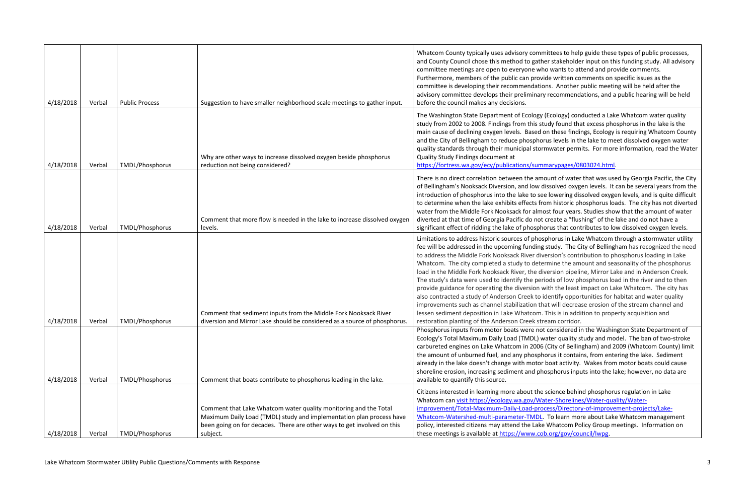| 4/18/2018 | Verbal | Public Process | Suggestion to have smaller neighborhood scale meetings to gather input. | Whatcom County typically uses advisory committees to help guide these types of public processes, and County Council chose this method to gather stakeholder input on this funding study. All advisory committee meetings are open to everyone who wants to attend and provide comments. Furthermore, members of the public can provide written comments on specific issues as the committee is developing their recommendations. Another public meeting will be held after the advisory committee develops their preliminary recommendations, and a public hearing will be held before the council makes any decisions. |
|---|---|---|---|---|
| 4/18/2018 | Verbal | TMDL/Phosphorus | Why are other ways to increase dissolved oxygen beside phosphorus reduction not being considered? | The Washington State Department of Ecology (Ecology) conducted a Lake Whatcom water quality study from 2002 to 2008. Findings from this study found that excess phosphorus in the lake is the main cause of declining oxygen levels. Based on these findings, Ecology is requiring Whatcom County and the City of Bellingham to reduce phosphorus levels in the lake to meet dissolved oxygen water quality standards through their municipal stormwater permits. For more information, read the Water Quality Study Findings document at https://fortress.wa.gov/ecy/publications/summarypages/0803024.html. |
| 4/18/2018 | Verbal | TMDL/Phosphorus | Comment that more flow is needed in the lake to increase dissolved oxygen levels. | There is no direct correlation between the amount of water that was used by Georgia Pacific, the City of Bellingham's Nooksack Diversion, and low dissolved oxygen levels. It can be several years from the introduction of phosphorus into the lake to see lowering dissolved oxygen levels, and is quite difficult to determine when the lake exhibits effects from historic phosphorus loads. The city has not diverted water from the Middle Fork Nooksack for almost four years. Studies show that the amount of water diverted at that time of Georgia Pacific do not create a "flushing" of the lake and do not have a significant effect of ridding the lake of phosphorus that contributes to low dissolved oxygen levels. |
| 4/18/2018 | Verbal | TMDL/Phosphorus | Comment that sediment inputs from the Middle Fork Nooksack River diversion and Mirror Lake should be considered as a source of phosphorus. | Limitations to address historic sources of phosphorus in Lake Whatcom through a stormwater utility fee will be addressed in the upcoming funding study. The City of Bellingham has recognized the need to address the Middle Fork Nooksack River diversion's contribution to phosphorus loading in Lake Whatcom. The city completed a study to determine the amount and seasonality of the phosphorus load in the Middle Fork Nooksack River, the diversion pipeline, Mirror Lake and in Anderson Creek. The study's data were used to identify the periods of low phosphorus load in the river and to then provide guidance for operating the diversion with the least impact on Lake Whatcom. The city has also contracted a study of Anderson Creek to identify opportunities for habitat and water quality improvements such as channel stabilization that will decrease erosion of the stream channel and lessen sediment deposition in Lake Whatcom. This is in addition to property acquisition and restoration planting of the Anderson Creek stream corridor. |
| 4/18/2018 | Verbal | TMDL/Phosphorus | Comment that boats contribute to phosphorus loading in the lake. | Phosphorus inputs from motor boats were not considered in the Washington State Department of Ecology's Total Maximum Daily Load (TMDL) water quality study and model. The ban of two-stroke carbureted engines on Lake Whatcom in 2006 (City of Bellingham) and 2009 (Whatcom County) limit the amount of unburned fuel, and any phosphorus it contains, from entering the lake. Sediment already in the lake doesn't change with motor boat activity. Wakes from motor boats could cause shoreline erosion, increasing sediment and phosphorus inputs into the lake; however, no data are available to quantify this source. |
| 4/18/2018 | Verbal | TMDL/Phosphorus | Comment that Lake Whatcom water quality monitoring and the Total Maximum Daily Load (TMDL) study and implementation plan process have been going on for decades. There are other ways to get involved on this subject. | Citizens interested in learning more about the science behind phosphorus regulation in Lake Whatcom can visit https://ecology.wa.gov/Water-Shorelines/Water-quality/Water-improvement/Total-Maximum-Daily-Load-process/Directory-of-improvement-projects/Lake-Whatcom-Watershed-multi-parameter-TMDL. To learn more about Lake Whatcom management policy, interested citizens may attend the Lake Whatcom Policy Group meetings. Information on these meetings is available at https://www.cob.org/gov/council/lwpg. |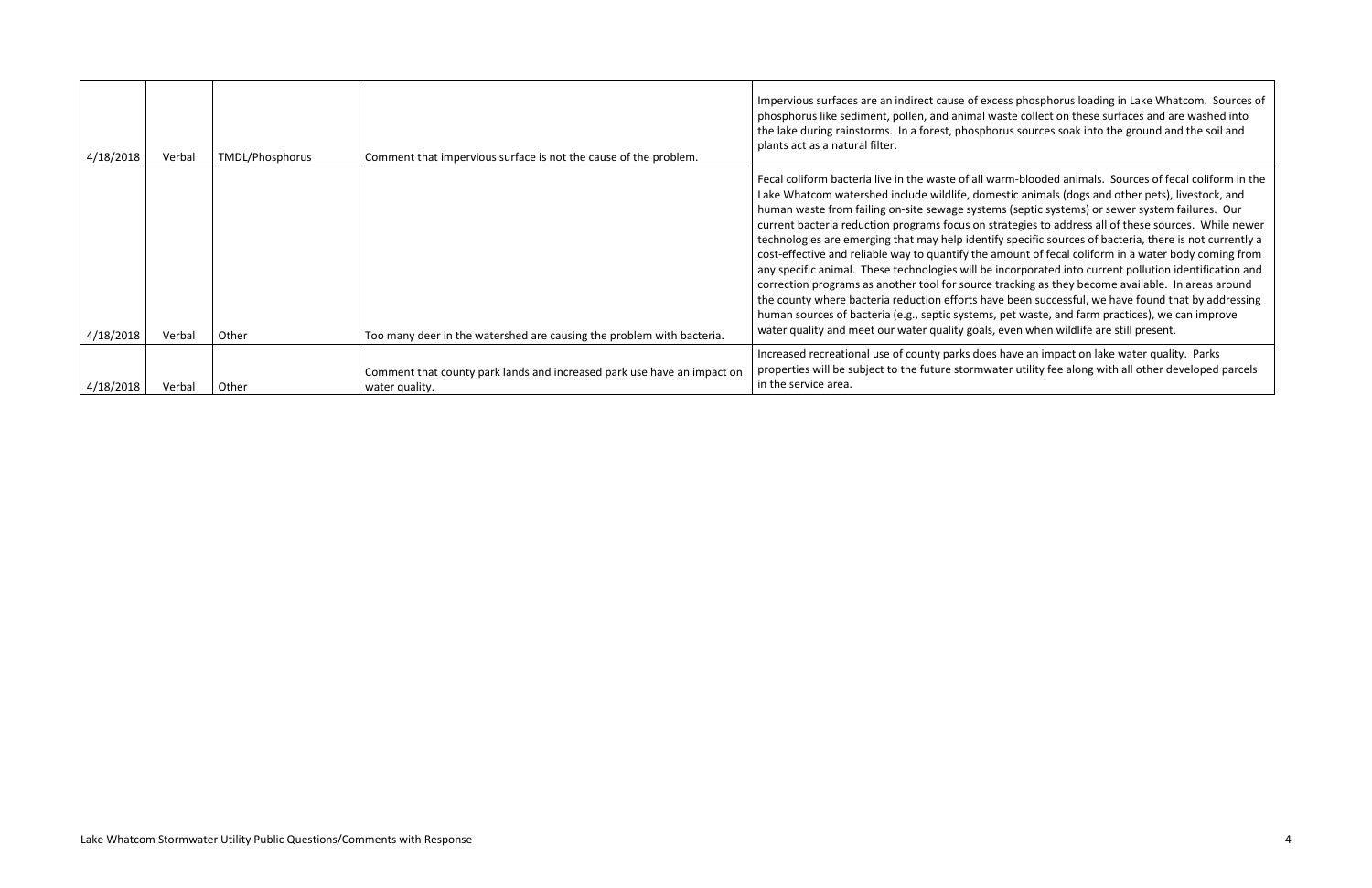| | | | | |
|---|---|---|---|---|
| 4/18/2018 | Verbal | TMDL/Phosphorus | Comment that impervious surface is not the cause of the problem. | Impervious surfaces are an indirect cause of excess phosphorus loading in Lake Whatcom. Sources of phosphorus like sediment, pollen, and animal waste collect on these surfaces and are washed into the lake during rainstorms. In a forest, phosphorus sources soak into the ground and the soil and plants act as a natural filter. |
| 4/18/2018 | Verbal | Other | Too many deer in the watershed are causing the problem with bacteria. | Fecal coliform bacteria live in the waste of all warm-blooded animals. Sources of fecal coliform in the Lake Whatcom watershed include wildlife, domestic animals (dogs and other pets), livestock, and human waste from failing on-site sewage systems (septic systems) or sewer system failures. Our current bacteria reduction programs focus on strategies to address all of these sources. While newer technologies are emerging that may help identify specific sources of bacteria, there is not currently a cost-effective and reliable way to quantify the amount of fecal coliform in a water body coming from any specific animal. These technologies will be incorporated into current pollution identification and correction programs as another tool for source tracking as they become available. In areas around the county where bacteria reduction efforts have been successful, we have found that by addressing human sources of bacteria (e.g., septic systems, pet waste, and farm practices), we can improve water quality and meet our water quality goals, even when wildlife are still present. |
| 4/18/2018 | Verbal | Other | Comment that county park lands and increased park use have an impact on water quality. | Increased recreational use of county parks does have an impact on lake water quality. Parks properties will be subject to the future stormwater utility fee along with all other developed parcels in the service area. |